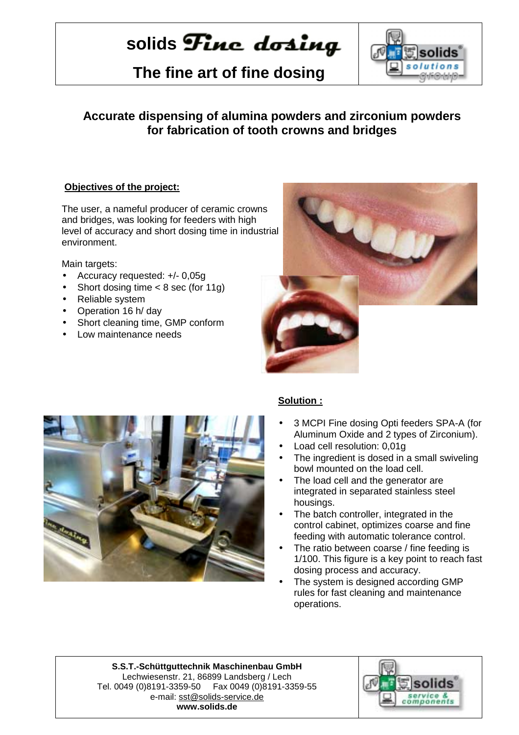# solids Fine dosing

## The fine art of fine dosing

## Accurate dispensing of alumina powders and zirconium powders for fabrication of tooth crowns and bridges

**Objectives of the project:**

The user, a nameful producer of ceramic crowns and bridges, was looking for feeders with high level of accuracy and short dosing time in industrial environment.

Main targets:

- Accuracy requested: +/- 0,05g
- Short dosing time < 8 sec (for 11g)
- Reliable system
- Operation 16 h/ day
- Short cleaning time, GMP conform
- Low maintenance needs

**Solution :**

- 3 MCPI Fine dosing Opti feeders SPA-A (for Aluminum Oxide and 2 types of Zirconium).
- Load cell resolution: 0,01g
- The ingredient is dosed in a small swiveling bowl mounted on the load cell.
- The load cell and the generator are integrated in separated stainless steel housings.
- The batch controller, integrated in the control cabinet, optimizes coarse and fine feeding with automatic tolerance control.
- The ratio between coarse / fine feeding is 1/100. This figure is a key point to reach fast dosing process and accuracy.
- The system is designed according GMP rules for fast cleaning and maintenance operations.

**S.S.T.-Schüttguttechnik Maschinenbau GmbH**
Lechwiesenstr. 21, 86899 Landsberg / Lech
Tel. 0049 (0)8191-3359-50 Fax 0049 (0)8191-3359-55
e-mail: sst@solids-service.de
**www.solids.de**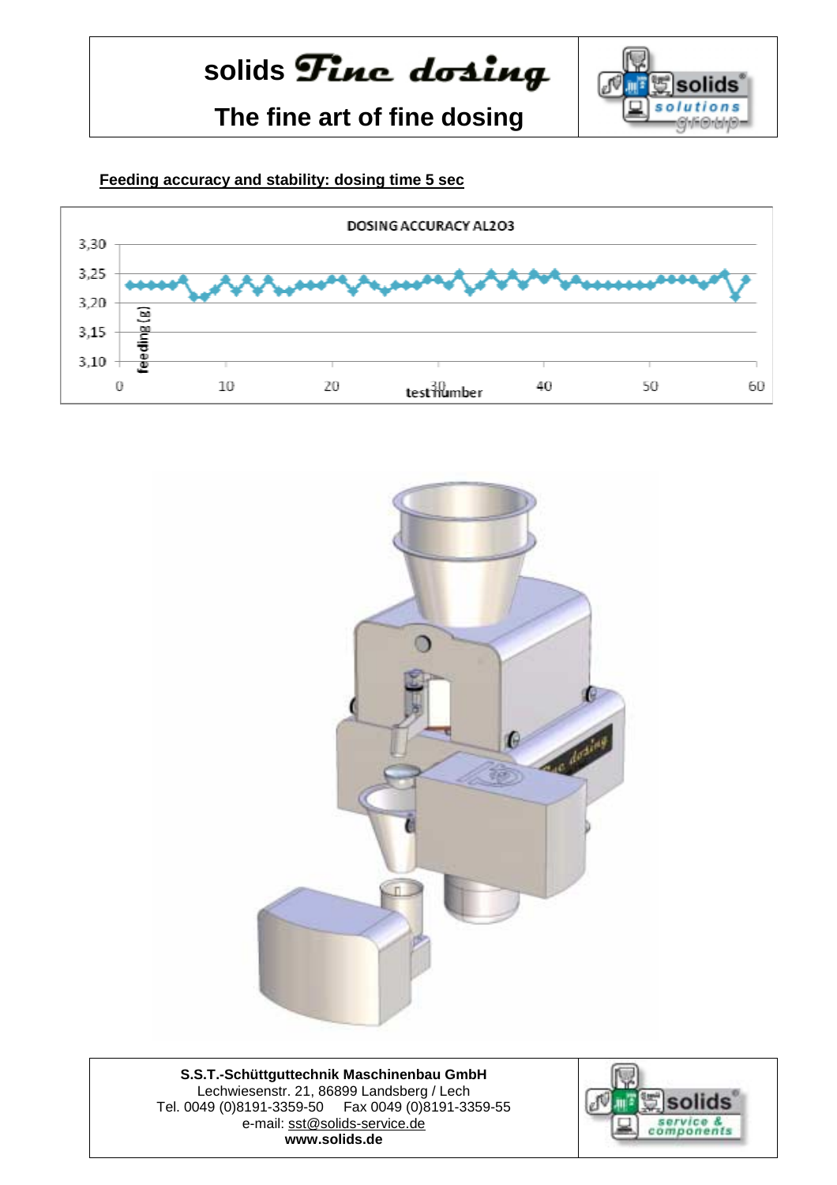# solids *Fine dosing*

## The fine art of fine dosing

**Feeding accuracy and stability: dosing time 5 sec**

DOSING ACCURACY AL2O3

3,30
3,25
3,20
3,15
3,10

feeding [g]

0 10 20 30 40 50 60

test number

**S.S.T.-Schüttguttechnik Maschinenbau GmbH**
Lechwiesenstr. 21, 86899 Landsberg / Lech
Tel. 0049 (0)8191-3359-50 Fax 0049 (0)8191-3359-55
e-mail: sst@solids-service.de
**www.solids.de**